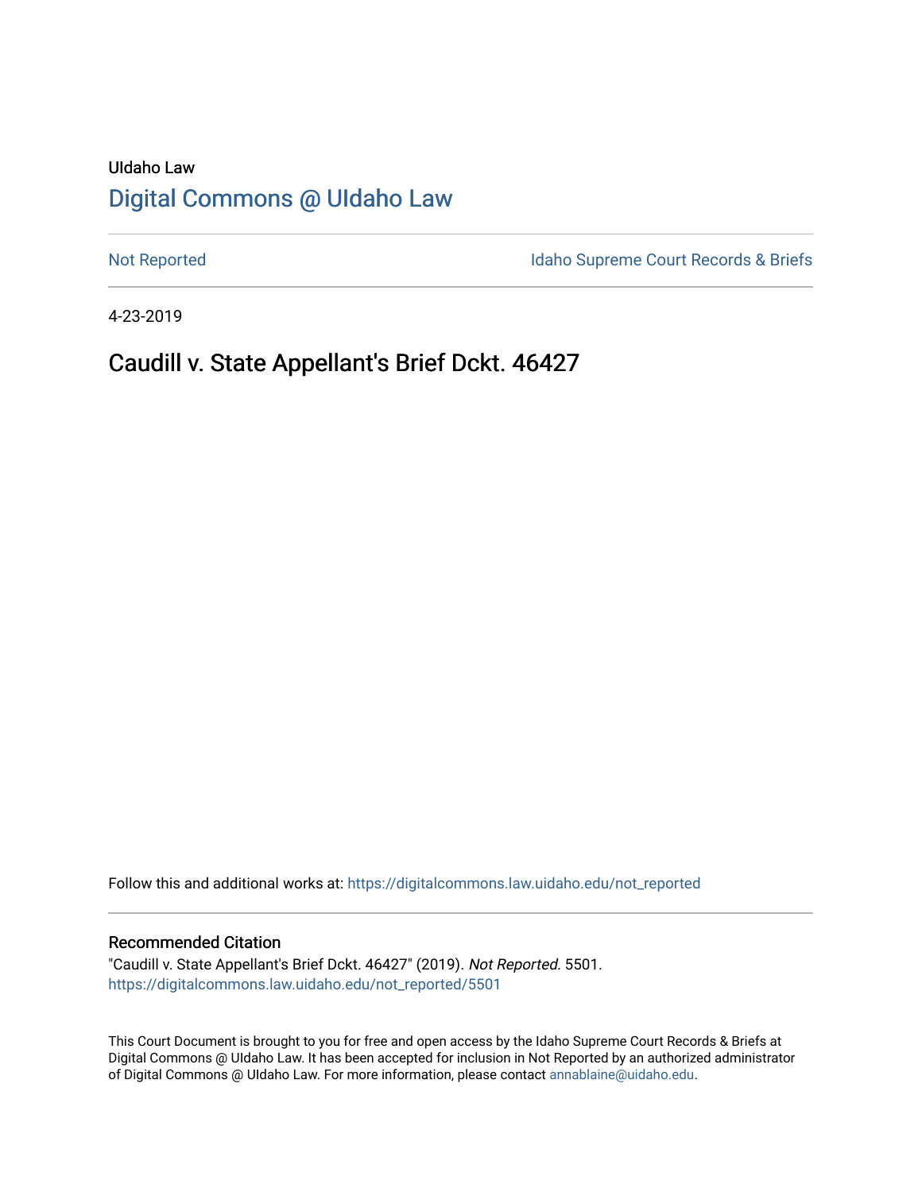UIdaho Law

# Digital Commons @ UIdaho Law

Not Reported

Idaho Supreme Court Records & Briefs

4-23-2019

## Caudill v. State Appellant's Brief Dckt. 46427

Follow this and additional works at: https://digitalcommons.law.uidaho.edu/not_reported

### Recommended Citation

"Caudill v. State Appellant's Brief Dckt. 46427" (2019). *Not Reported*. 5501.
https://digitalcommons.law.uidaho.edu/not_reported/5501

This Court Document is brought to you for free and open access by the Idaho Supreme Court Records & Briefs at Digital Commons @ UIdaho Law. It has been accepted for inclusion in Not Reported by an authorized administrator of Digital Commons @ UIdaho Law. For more information, please contact annablaine@uidaho.edu.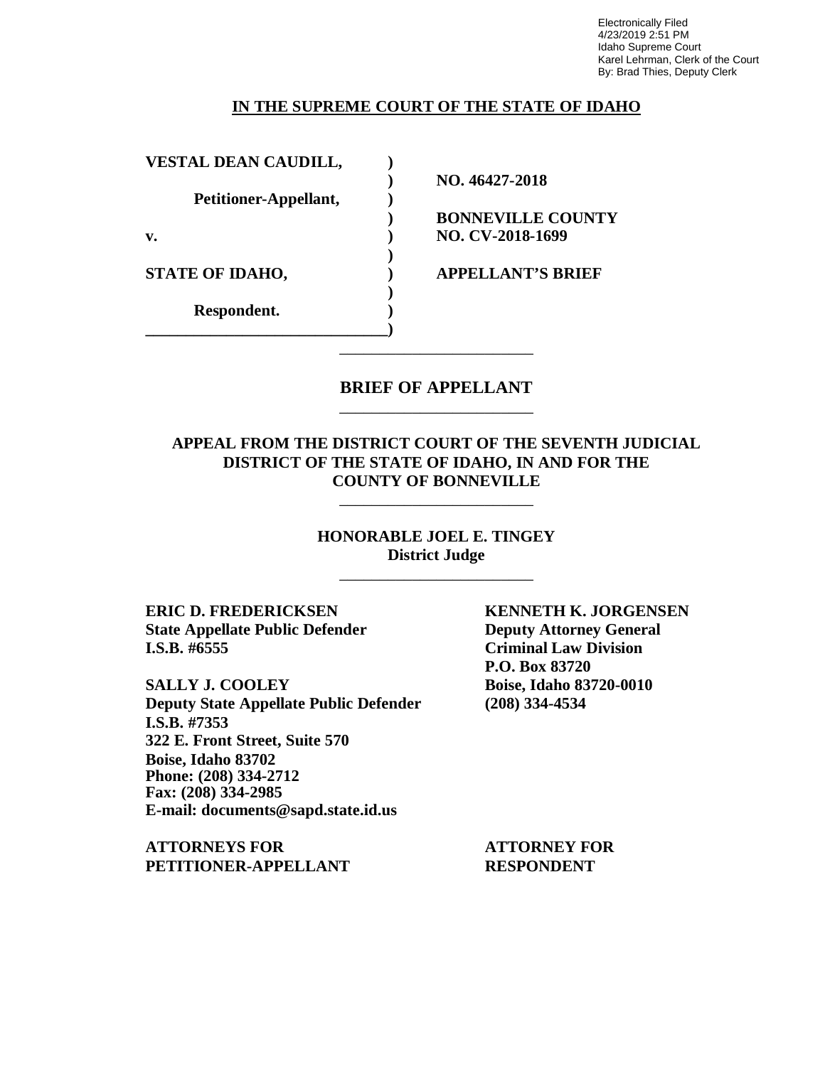Electronically Filed
4/23/2019 2:51 PM
Idaho Supreme Court
Karel Lehrman, Clerk of the Court
By: Brad Thies, Deputy Clerk

**IN THE SUPREME COURT OF THE STATE OF IDAHO**

| | | |
|---|---|---|
| **VESTAL DEAN CAUDILL,** | **)** | |
| | **)** | **NO. 46427-2018** |
| **Petitioner-Appellant,** | **)** | |
| | **)** | **BONNEVILLE COUNTY** |
| **v.** | **)** | **NO. CV-2018-1699** |
| | **)** | |
| **STATE OF IDAHO,** | **)** | **APPELLANT'S BRIEF** |
| | **)** | |
| **Respondent.** | **)** | |

# BRIEF OF APPELLANT

## APPEAL FROM THE DISTRICT COURT OF THE SEVENTH JUDICIAL DISTRICT OF THE STATE OF IDAHO, IN AND FOR THE COUNTY OF BONNEVILLE

**HONORABLE JOEL E. TINGEY**
**District Judge**

**ERIC D. FREDERICKSEN**
**State Appellate Public Defender**
**I.S.B. #6555**

**SALLY J. COOLEY**
**Deputy State Appellate Public Defender**
**I.S.B. #7353**
**322 E. Front Street, Suite 570**
**Boise, Idaho 83702**
**Phone: (208) 334-2712**
**Fax: (208) 334-2985**
**E-mail: documents@sapd.state.id.us**

**ATTORNEYS FOR PETITIONER-APPELLANT**

**KENNETH K. JORGENSEN**
**Deputy Attorney General**
**Criminal Law Division**
**P.O. Box 83720**
**Boise, Idaho 83720-0010**
**(208) 334-4534**

**ATTORNEY FOR RESPONDENT**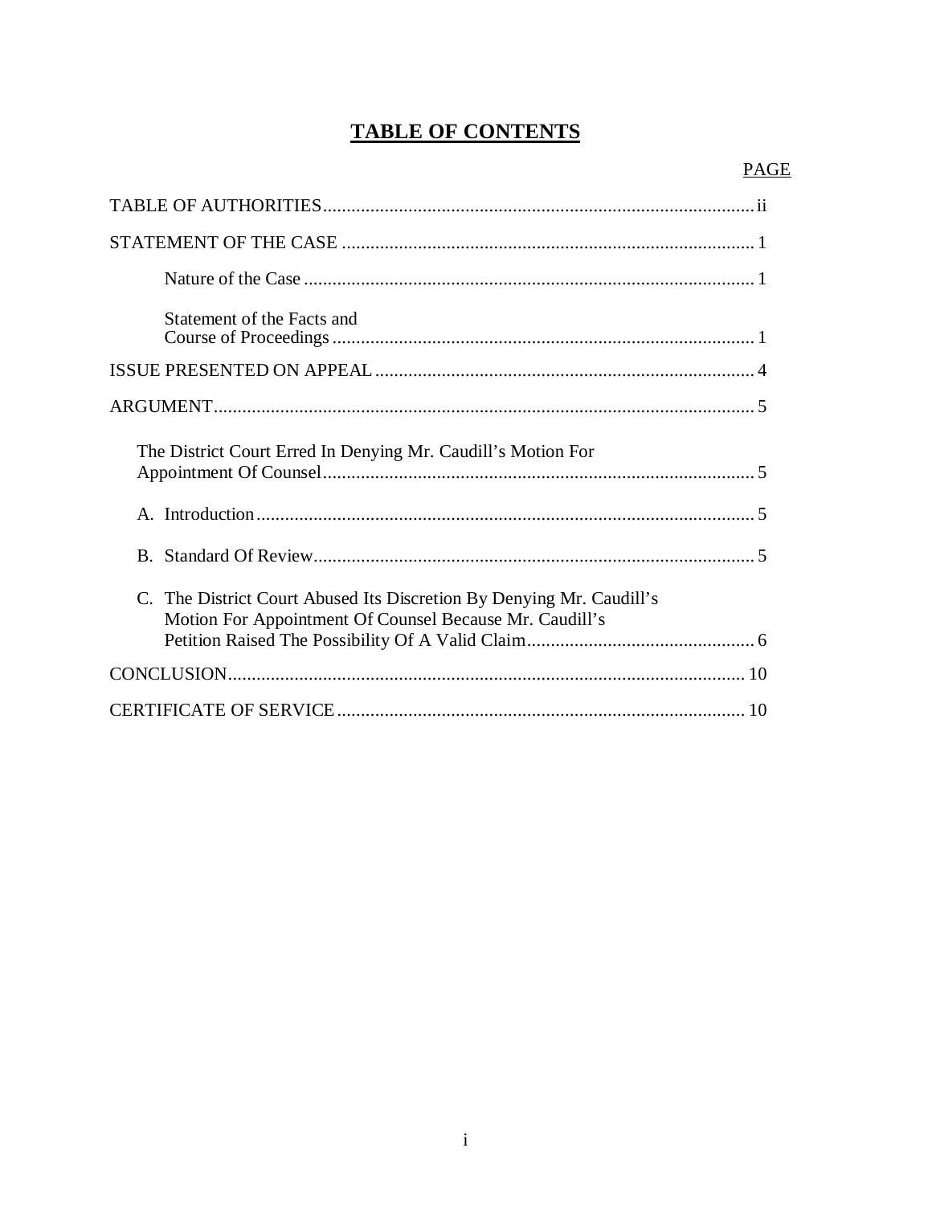# TABLE OF CONTENTS

| | PAGE |
|---|---|
| TABLE OF AUTHORITIES | ii |
| STATEMENT OF THE CASE | 1 |
| Nature of the Case | 1 |
| Statement of the Facts and Course of Proceedings | 1 |
| ISSUE PRESENTED ON APPEAL | 4 |
| ARGUMENT | 5 |
| The District Court Erred In Denying Mr. Caudill's Motion For Appointment Of Counsel | 5 |
| A. Introduction | 5 |
| B. Standard Of Review | 5 |
| C. The District Court Abused Its Discretion By Denying Mr. Caudill's Motion For Appointment Of Counsel Because Mr. Caudill's Petition Raised The Possibility Of A Valid Claim | 6 |
| CONCLUSION | 10 |
| CERTIFICATE OF SERVICE | 10 |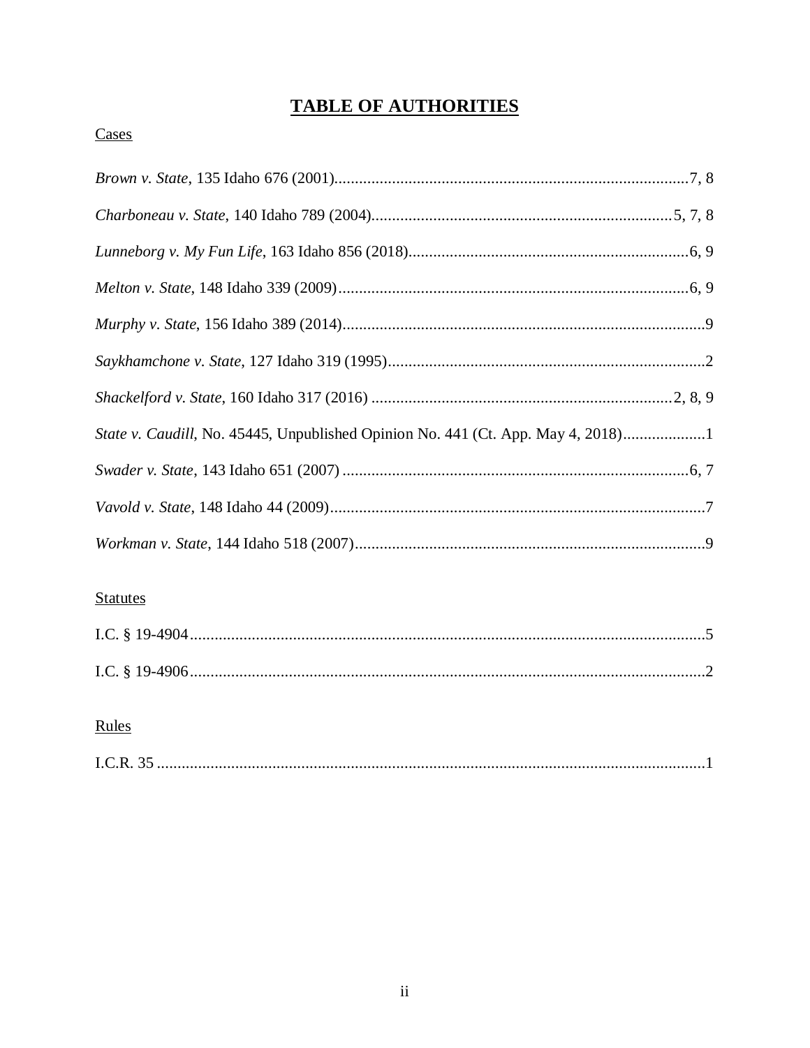# **TABLE OF AUTHORITIES**

Cases

*Brown v. State*, 135 Idaho 676 (2001)....................................................................................7, 8

*Charboneau v. State*, 140 Idaho 789 (2004).......................................................................5, 7, 8

*Lunneborg v. My Fun Life*, 163 Idaho 856 (2018)..................................................................6, 9

*Melton v. State*, 148 Idaho 339 (2009)....................................................................................6, 9

*Murphy v. State*, 156 Idaho 389 (2014)......................................................................................9

*Saykhamchone v. State*, 127 Idaho 319 (1995)...........................................................................2

*Shackelford v. State*, 160 Idaho 317 (2016) ........................................................................2, 8, 9

*State v. Caudill*, No. 45445, Unpublished Opinion No. 441 (Ct. App. May 4, 2018)...................1

*Swader v. State*, 143 Idaho 651 (2007) ...................................................................................6, 7

*Vavold v. State*, 148 Idaho 44 (2009)..........................................................................................7

*Workman v. State*, 144 Idaho 518 (2007)....................................................................................9

Statutes

I.C. § 19-4904............................................................................................................................5

I.C. § 19-4906............................................................................................................................2

Rules

I.C.R. 35 ...................................................................................................................................1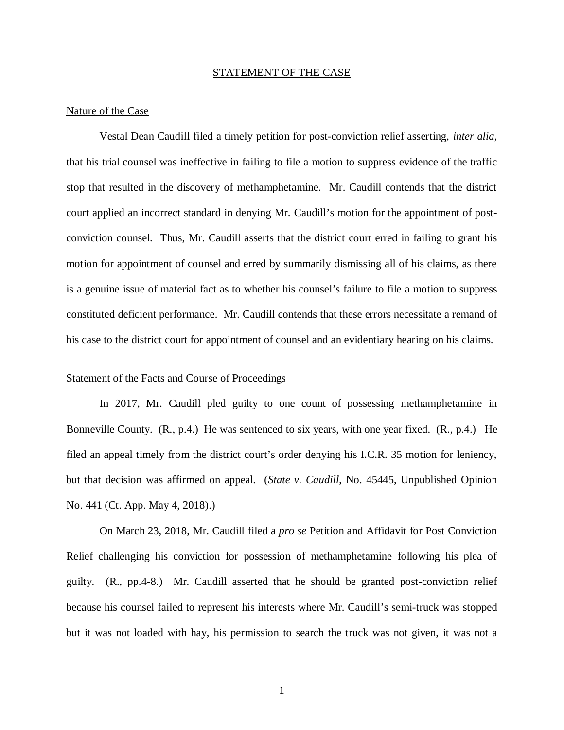## STATEMENT OF THE CASE

### Nature of the Case

Vestal Dean Caudill filed a timely petition for post-conviction relief asserting, *inter alia*, that his trial counsel was ineffective in failing to file a motion to suppress evidence of the traffic stop that resulted in the discovery of methamphetamine. Mr. Caudill contends that the district court applied an incorrect standard in denying Mr. Caudill's motion for the appointment of post-conviction counsel. Thus, Mr. Caudill asserts that the district court erred in failing to grant his motion for appointment of counsel and erred by summarily dismissing all of his claims, as there is a genuine issue of material fact as to whether his counsel's failure to file a motion to suppress constituted deficient performance. Mr. Caudill contends that these errors necessitate a remand of his case to the district court for appointment of counsel and an evidentiary hearing on his claims.

### Statement of the Facts and Course of Proceedings

In 2017, Mr. Caudill pled guilty to one count of possessing methamphetamine in Bonneville County. (R., p.4.) He was sentenced to six years, with one year fixed. (R., p.4.) He filed an appeal timely from the district court's order denying his I.C.R. 35 motion for leniency, but that decision was affirmed on appeal. (*State v. Caudill*, No. 45445, Unpublished Opinion No. 441 (Ct. App. May 4, 2018).)

On March 23, 2018, Mr. Caudill filed a *pro se* Petition and Affidavit for Post Conviction Relief challenging his conviction for possession of methamphetamine following his plea of guilty. (R., pp.4-8.) Mr. Caudill asserted that he should be granted post-conviction relief because his counsel failed to represent his interests where Mr. Caudill's semi-truck was stopped but it was not loaded with hay, his permission to search the truck was not given, it was not a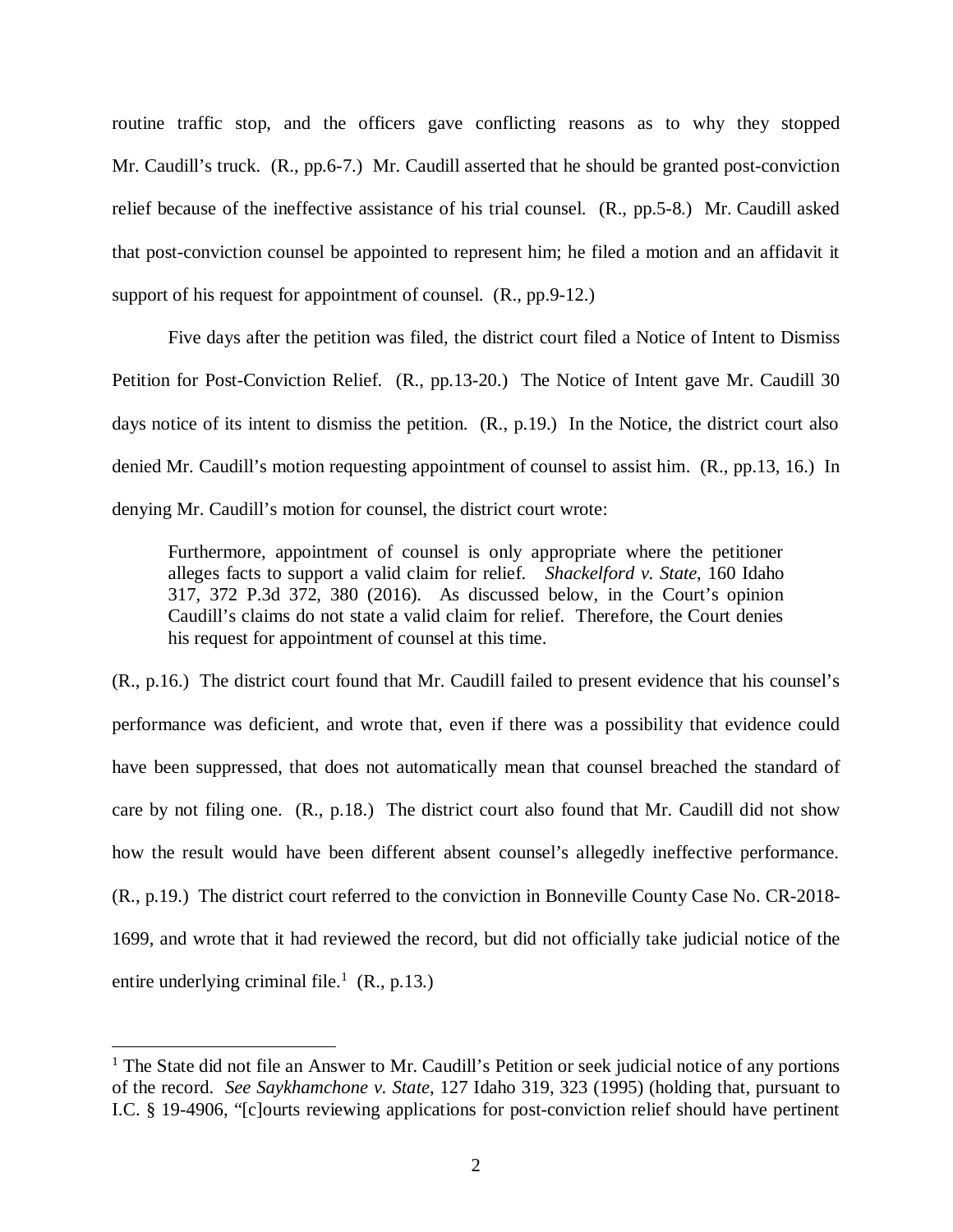routine traffic stop, and the officers gave conflicting reasons as to why they stopped Mr. Caudill's truck. (R., pp.6-7.) Mr. Caudill asserted that he should be granted post-conviction relief because of the ineffective assistance of his trial counsel. (R., pp.5-8.) Mr. Caudill asked that post-conviction counsel be appointed to represent him; he filed a motion and an affidavit it support of his request for appointment of counsel. (R., pp.9-12.)

Five days after the petition was filed, the district court filed a Notice of Intent to Dismiss Petition for Post-Conviction Relief. (R., pp.13-20.) The Notice of Intent gave Mr. Caudill 30 days notice of its intent to dismiss the petition. (R., p.19.) In the Notice, the district court also denied Mr. Caudill's motion requesting appointment of counsel to assist him. (R., pp.13, 16.) In denying Mr. Caudill's motion for counsel, the district court wrote:

> Furthermore, appointment of counsel is only appropriate where the petitioner alleges facts to support a valid claim for relief. *Shackelford v. State*, 160 Idaho 317, 372 P.3d 372, 380 (2016). As discussed below, in the Court's opinion Caudill's claims do not state a valid claim for relief. Therefore, the Court denies his request for appointment of counsel at this time.

(R., p.16.) The district court found that Mr. Caudill failed to present evidence that his counsel's performance was deficient, and wrote that, even if there was a possibility that evidence could have been suppressed, that does not automatically mean that counsel breached the standard of care by not filing one. (R., p.18.) The district court also found that Mr. Caudill did not show how the result would have been different absent counsel's allegedly ineffective performance. (R., p.19.) The district court referred to the conviction in Bonneville County Case No. CR-2018-1699, and wrote that it had reviewed the record, but did not officially take judicial notice of the entire underlying criminal file.[1] (R., p.13.)

---

[1] The State did not file an Answer to Mr. Caudill's Petition or seek judicial notice of any portions of the record. *See Saykhamchone v. State*, 127 Idaho 319, 323 (1995) (holding that, pursuant to I.C. § 19-4906, "[c]ourts reviewing applications for post-conviction relief should have pertinent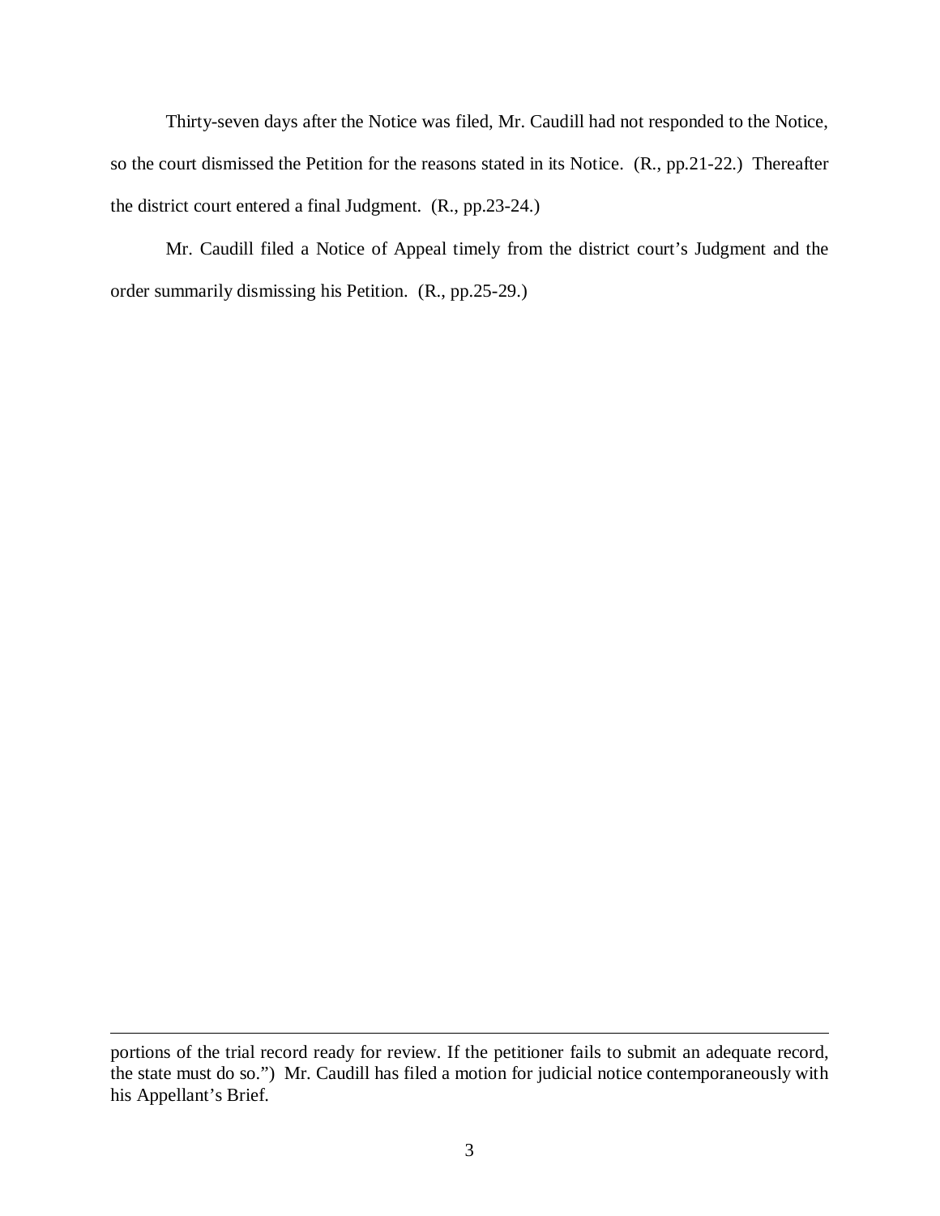Thirty-seven days after the Notice was filed, Mr. Caudill had not responded to the Notice, so the court dismissed the Petition for the reasons stated in its Notice. (R., pp.21-22.) Thereafter the district court entered a final Judgment. (R., pp.23-24.)

Mr. Caudill filed a Notice of Appeal timely from the district court's Judgment and the order summarily dismissing his Petition. (R., pp.25-29.)

---

portions of the trial record ready for review. If the petitioner fails to submit an adequate record, the state must do so.") Mr. Caudill has filed a motion for judicial notice contemporaneously with his Appellant's Brief.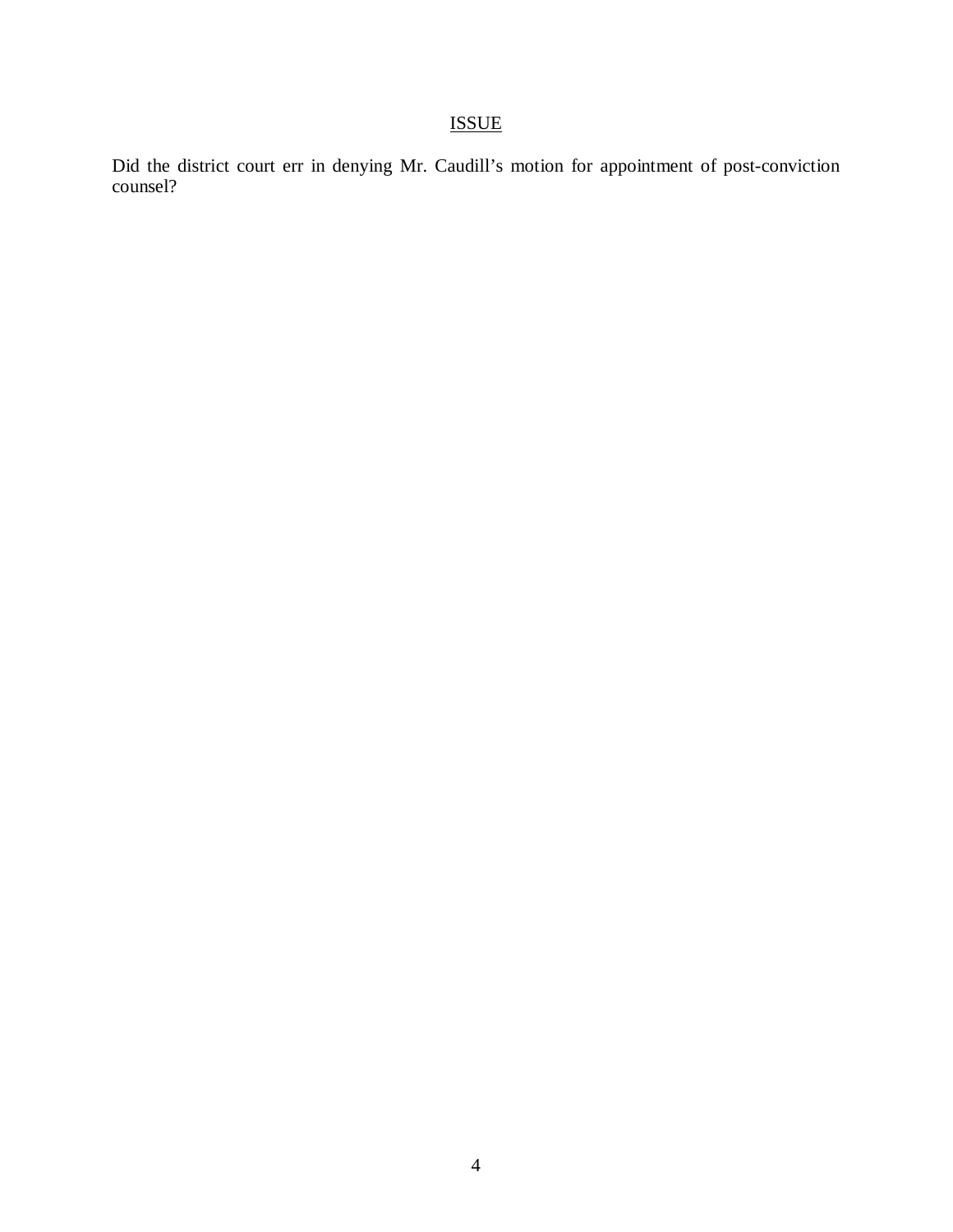## ISSUE

Did the district court err in denying Mr. Caudill's motion for appointment of post-conviction counsel?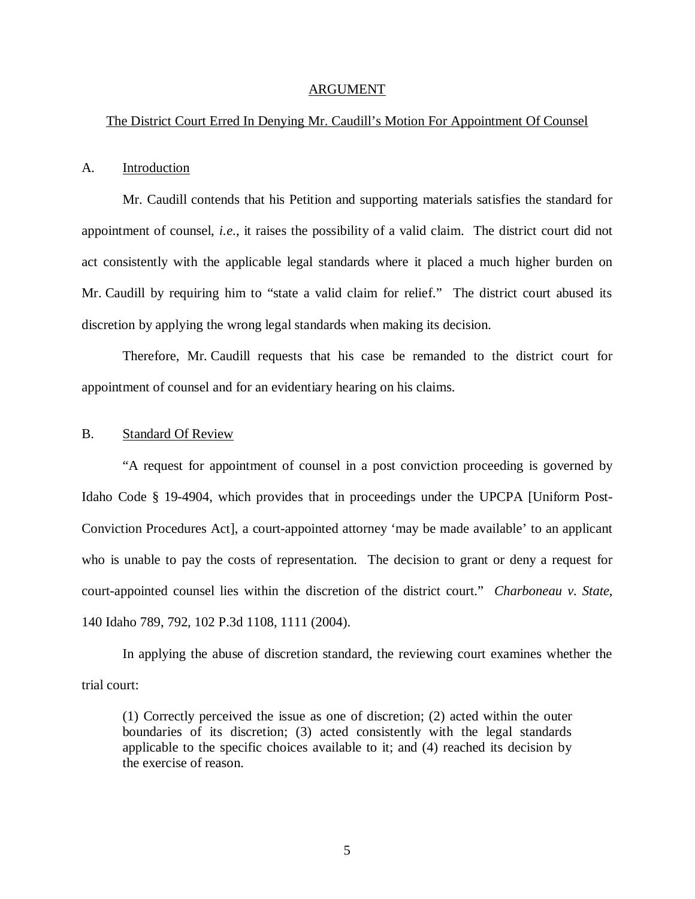## ARGUMENT

### The District Court Erred In Denying Mr. Caudill's Motion For Appointment Of Counsel

### A. Introduction

Mr. Caudill contends that his Petition and supporting materials satisfies the standard for appointment of counsel, *i.e.*, it raises the possibility of a valid claim. The district court did not act consistently with the applicable legal standards where it placed a much higher burden on Mr. Caudill by requiring him to "state a valid claim for relief." The district court abused its discretion by applying the wrong legal standards when making its decision.

Therefore, Mr. Caudill requests that his case be remanded to the district court for appointment of counsel and for an evidentiary hearing on his claims.

### B. Standard Of Review

"A request for appointment of counsel in a post conviction proceeding is governed by Idaho Code § 19-4904, which provides that in proceedings under the UPCPA [Uniform Post-Conviction Procedures Act], a court-appointed attorney 'may be made available' to an applicant who is unable to pay the costs of representation. The decision to grant or deny a request for court-appointed counsel lies within the discretion of the district court." *Charboneau v. State*, 140 Idaho 789, 792, 102 P.3d 1108, 1111 (2004).

In applying the abuse of discretion standard, the reviewing court examines whether the trial court:

> (1) Correctly perceived the issue as one of discretion; (2) acted within the outer boundaries of its discretion; (3) acted consistently with the legal standards applicable to the specific choices available to it; and (4) reached its decision by the exercise of reason.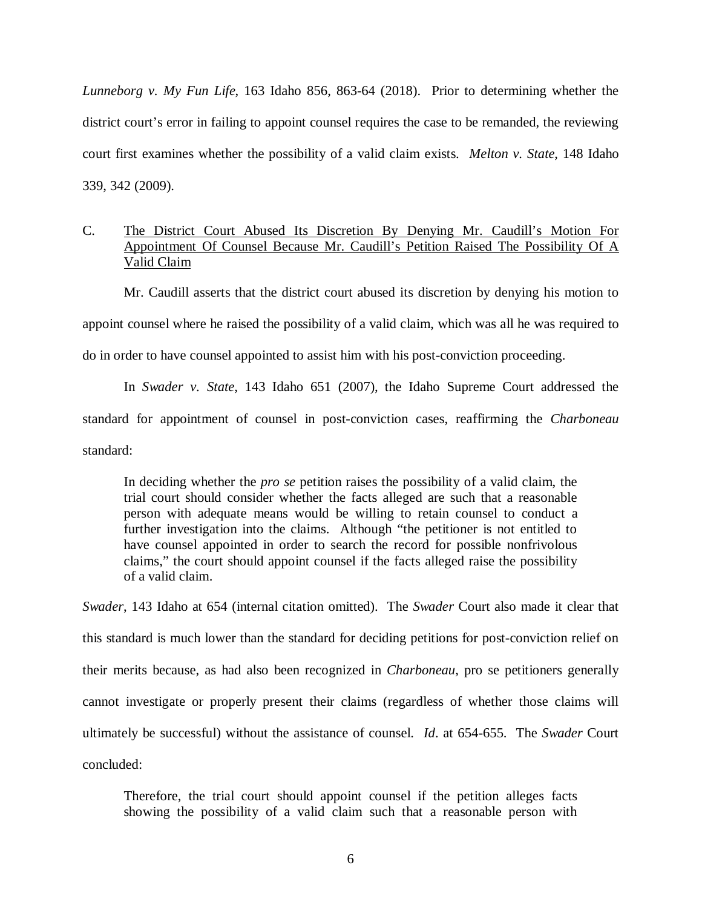*Lunneborg v. My Fun Life*, 163 Idaho 856, 863-64 (2018). Prior to determining whether the district court's error in failing to appoint counsel requires the case to be remanded, the reviewing court first examines whether the possibility of a valid claim exists. *Melton v. State*, 148 Idaho 339, 342 (2009).

C. The District Court Abused Its Discretion By Denying Mr. Caudill's Motion For Appointment Of Counsel Because Mr. Caudill's Petition Raised The Possibility Of A Valid Claim

Mr. Caudill asserts that the district court abused its discretion by denying his motion to appoint counsel where he raised the possibility of a valid claim, which was all he was required to do in order to have counsel appointed to assist him with his post-conviction proceeding.

In *Swader v. State*, 143 Idaho 651 (2007), the Idaho Supreme Court addressed the standard for appointment of counsel in post-conviction cases, reaffirming the *Charboneau* standard:

> In deciding whether the *pro se* petition raises the possibility of a valid claim, the trial court should consider whether the facts alleged are such that a reasonable person with adequate means would be willing to retain counsel to conduct a further investigation into the claims. Although "the petitioner is not entitled to have counsel appointed in order to search the record for possible nonfrivolous claims," the court should appoint counsel if the facts alleged raise the possibility of a valid claim.

*Swader*, 143 Idaho at 654 (internal citation omitted). The *Swader* Court also made it clear that this standard is much lower than the standard for deciding petitions for post-conviction relief on their merits because, as had also been recognized in *Charboneau*, pro se petitioners generally cannot investigate or properly present their claims (regardless of whether those claims will ultimately be successful) without the assistance of counsel. *Id*. at 654-655. The *Swader* Court concluded:

> Therefore, the trial court should appoint counsel if the petition alleges facts showing the possibility of a valid claim such that a reasonable person with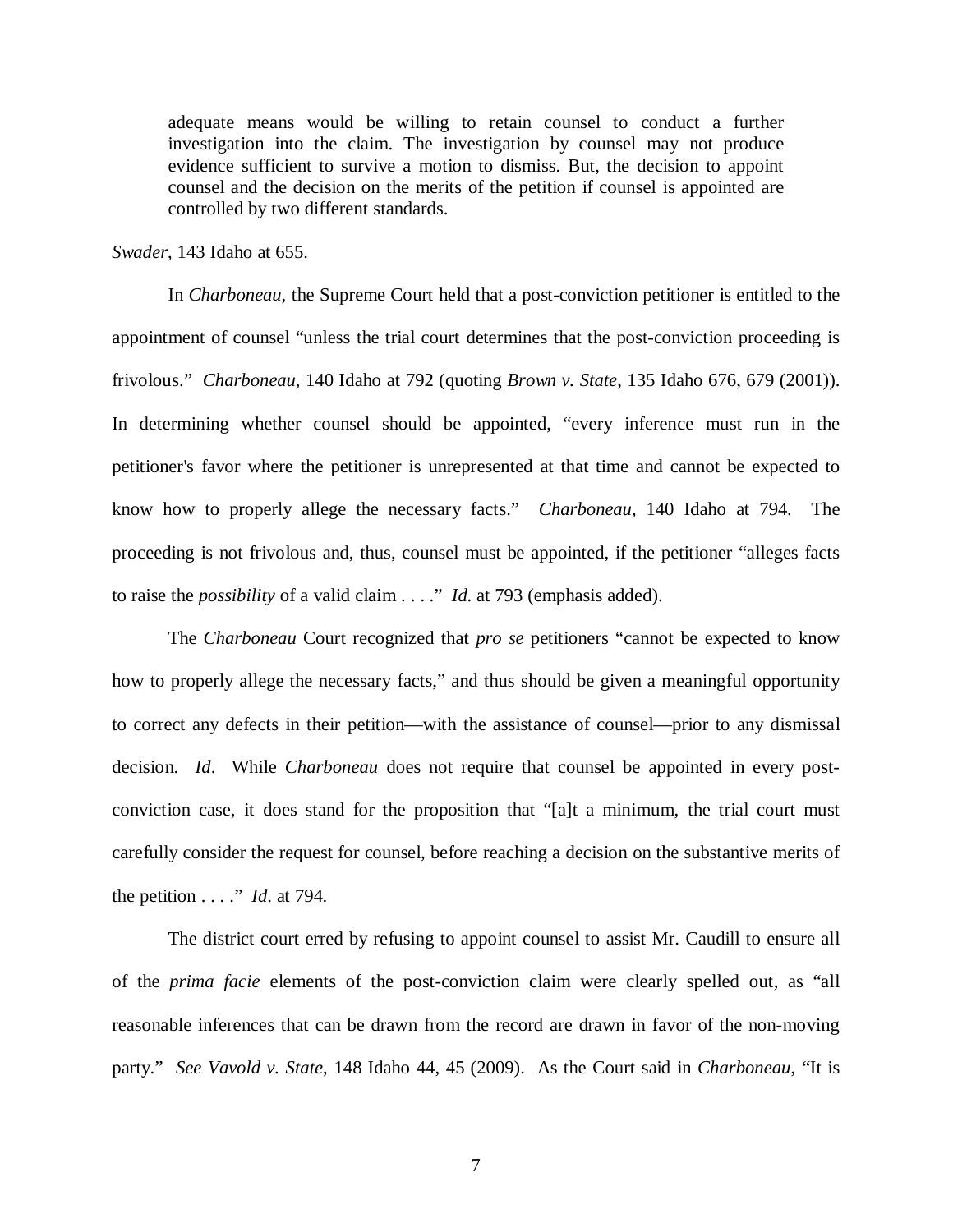> adequate means would be willing to retain counsel to conduct a further investigation into the claim. The investigation by counsel may not produce evidence sufficient to survive a motion to dismiss. But, the decision to appoint counsel and the decision on the merits of the petition if counsel is appointed are controlled by two different standards.

*Swader*, 143 Idaho at 655.

In *Charboneau*, the Supreme Court held that a post-conviction petitioner is entitled to the appointment of counsel "unless the trial court determines that the post-conviction proceeding is frivolous." *Charboneau*, 140 Idaho at 792 (quoting *Brown v. State*, 135 Idaho 676, 679 (2001)). In determining whether counsel should be appointed, "every inference must run in the petitioner's favor where the petitioner is unrepresented at that time and cannot be expected to know how to properly allege the necessary facts." *Charboneau*, 140 Idaho at 794. The proceeding is not frivolous and, thus, counsel must be appointed, if the petitioner "alleges facts to raise the *possibility* of a valid claim . . . ." *Id*. at 793 (emphasis added).

The *Charboneau* Court recognized that *pro se* petitioners "cannot be expected to know how to properly allege the necessary facts," and thus should be given a meaningful opportunity to correct any defects in their petition—with the assistance of counsel—prior to any dismissal decision. *Id*. While *Charboneau* does not require that counsel be appointed in every post-conviction case, it does stand for the proposition that "[a]t a minimum, the trial court must carefully consider the request for counsel, before reaching a decision on the substantive merits of the petition . . . ." *Id*. at 794.

The district court erred by refusing to appoint counsel to assist Mr. Caudill to ensure all of the *prima facie* elements of the post-conviction claim were clearly spelled out, as "all reasonable inferences that can be drawn from the record are drawn in favor of the non-moving party." *See Vavold v. State*, 148 Idaho 44, 45 (2009). As the Court said in *Charboneau*, "It is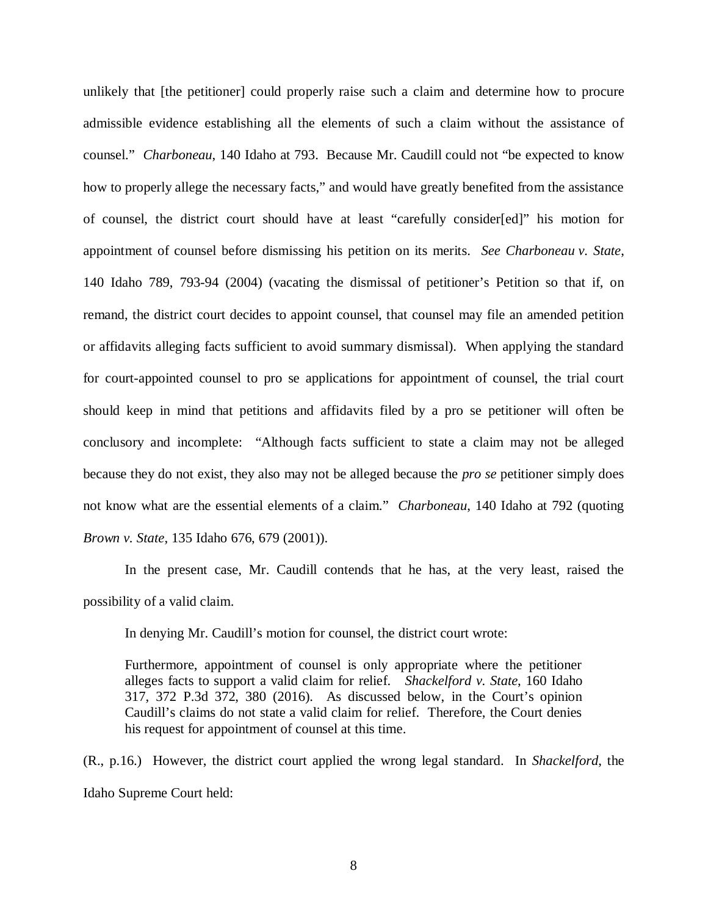unlikely that [the petitioner] could properly raise such a claim and determine how to procure admissible evidence establishing all the elements of such a claim without the assistance of counsel." *Charboneau*, 140 Idaho at 793. Because Mr. Caudill could not "be expected to know how to properly allege the necessary facts," and would have greatly benefited from the assistance of counsel, the district court should have at least "carefully consider[ed]" his motion for appointment of counsel before dismissing his petition on its merits. *See Charboneau v. State*, 140 Idaho 789, 793-94 (2004) (vacating the dismissal of petitioner's Petition so that if, on remand, the district court decides to appoint counsel, that counsel may file an amended petition or affidavits alleging facts sufficient to avoid summary dismissal). When applying the standard for court-appointed counsel to pro se applications for appointment of counsel, the trial court should keep in mind that petitions and affidavits filed by a pro se petitioner will often be conclusory and incomplete: "Although facts sufficient to state a claim may not be alleged because they do not exist, they also may not be alleged because the *pro se* petitioner simply does not know what are the essential elements of a claim." *Charboneau*, 140 Idaho at 792 (quoting *Brown v. State*, 135 Idaho 676, 679 (2001)).

In the present case, Mr. Caudill contends that he has, at the very least, raised the possibility of a valid claim.

In denying Mr. Caudill's motion for counsel, the district court wrote:

> Furthermore, appointment of counsel is only appropriate where the petitioner alleges facts to support a valid claim for relief. *Shackelford v. State*, 160 Idaho 317, 372 P.3d 372, 380 (2016). As discussed below, in the Court's opinion Caudill's claims do not state a valid claim for relief. Therefore, the Court denies his request for appointment of counsel at this time.

(R., p.16.) However, the district court applied the wrong legal standard. In *Shackelford*, the Idaho Supreme Court held: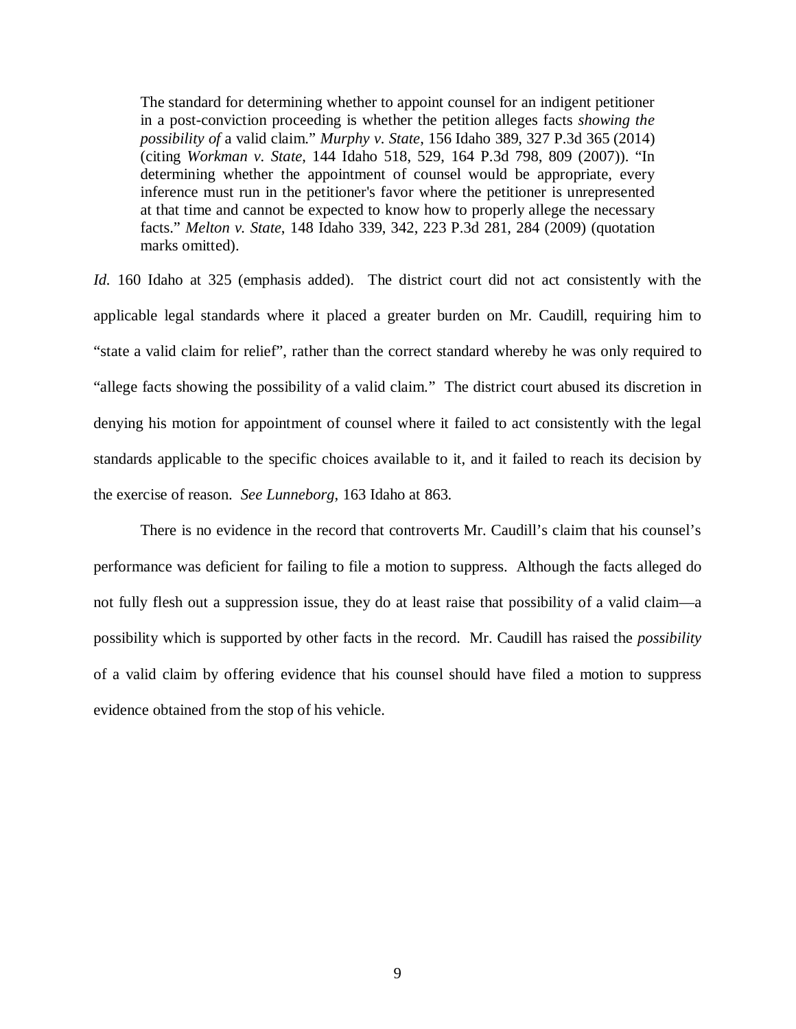> The standard for determining whether to appoint counsel for an indigent petitioner in a post-conviction proceeding is whether the petition alleges facts *showing the possibility of* a valid claim." *Murphy v. State*, 156 Idaho 389, 327 P.3d 365 (2014) (citing *Workman v. State*, 144 Idaho 518, 529, 164 P.3d 798, 809 (2007)). "In determining whether the appointment of counsel would be appropriate, every inference must run in the petitioner's favor where the petitioner is unrepresented at that time and cannot be expected to know how to properly allege the necessary facts." *Melton v. State*, 148 Idaho 339, 342, 223 P.3d 281, 284 (2009) (quotation marks omitted).

*Id.* 160 Idaho at 325 (emphasis added). The district court did not act consistently with the applicable legal standards where it placed a greater burden on Mr. Caudill, requiring him to "state a valid claim for relief", rather than the correct standard whereby he was only required to "allege facts showing the possibility of a valid claim." The district court abused its discretion in denying his motion for appointment of counsel where it failed to act consistently with the legal standards applicable to the specific choices available to it, and it failed to reach its decision by the exercise of reason. *See Lunneborg*, 163 Idaho at 863.

There is no evidence in the record that controverts Mr. Caudill's claim that his counsel's performance was deficient for failing to file a motion to suppress. Although the facts alleged do not fully flesh out a suppression issue, they do at least raise that possibility of a valid claim—a possibility which is supported by other facts in the record. Mr. Caudill has raised the *possibility* of a valid claim by offering evidence that his counsel should have filed a motion to suppress evidence obtained from the stop of his vehicle.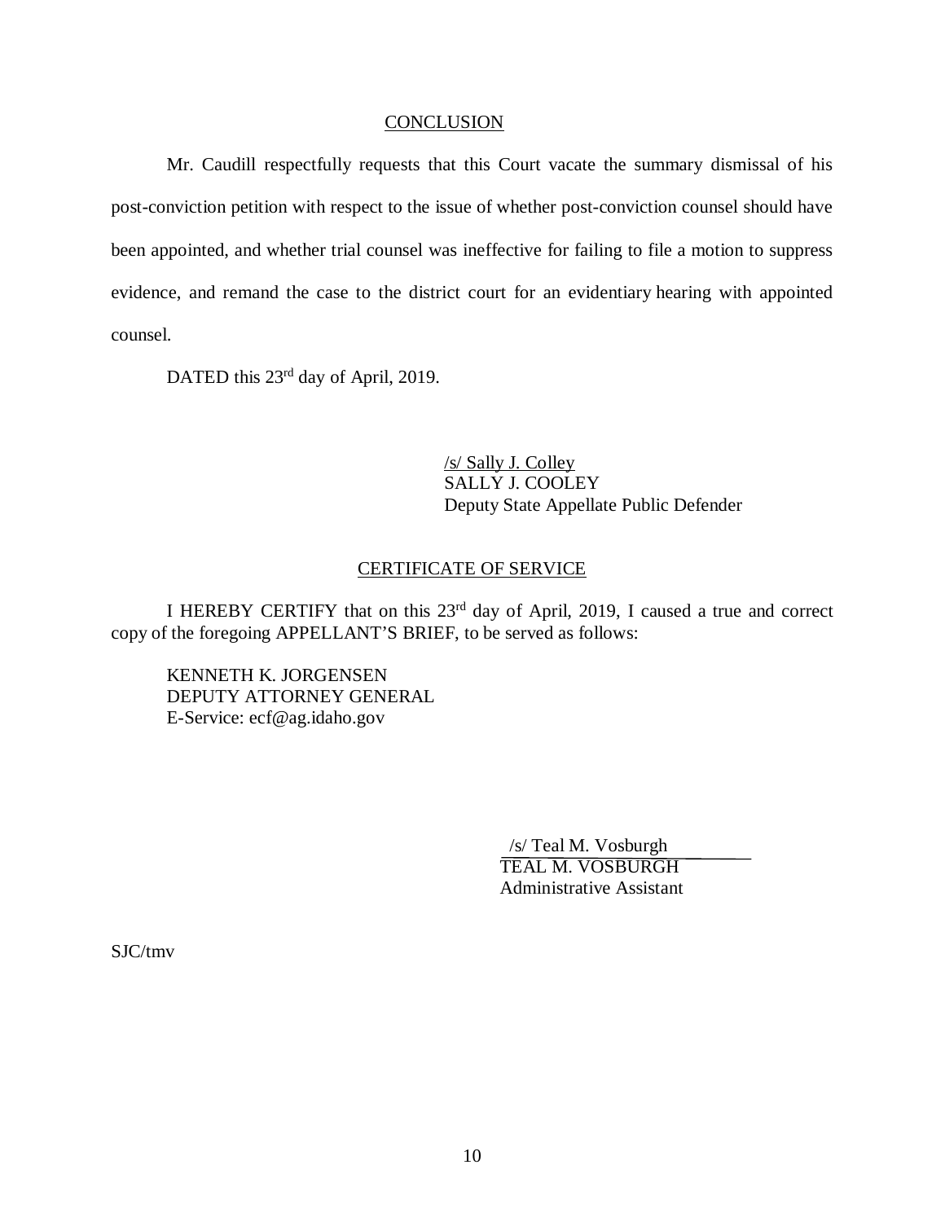## CONCLUSION

Mr. Caudill respectfully requests that this Court vacate the summary dismissal of his post-conviction petition with respect to the issue of whether post-conviction counsel should have been appointed, and whether trial counsel was ineffective for failing to file a motion to suppress evidence, and remand the case to the district court for an evidentiary hearing with appointed counsel.

DATED this 23rd day of April, 2019.

/s/ Sally J. Colley
SALLY J. COOLEY
Deputy State Appellate Public Defender

## CERTIFICATE OF SERVICE

I HEREBY CERTIFY that on this 23rd day of April, 2019, I caused a true and correct copy of the foregoing APPELLANT'S BRIEF, to be served as follows:

KENNETH K. JORGENSEN
DEPUTY ATTORNEY GENERAL
E-Service: ecf@ag.idaho.gov

/s/ Teal M. Vosburgh
TEAL M. VOSBURGH
Administrative Assistant

SJC/tmv